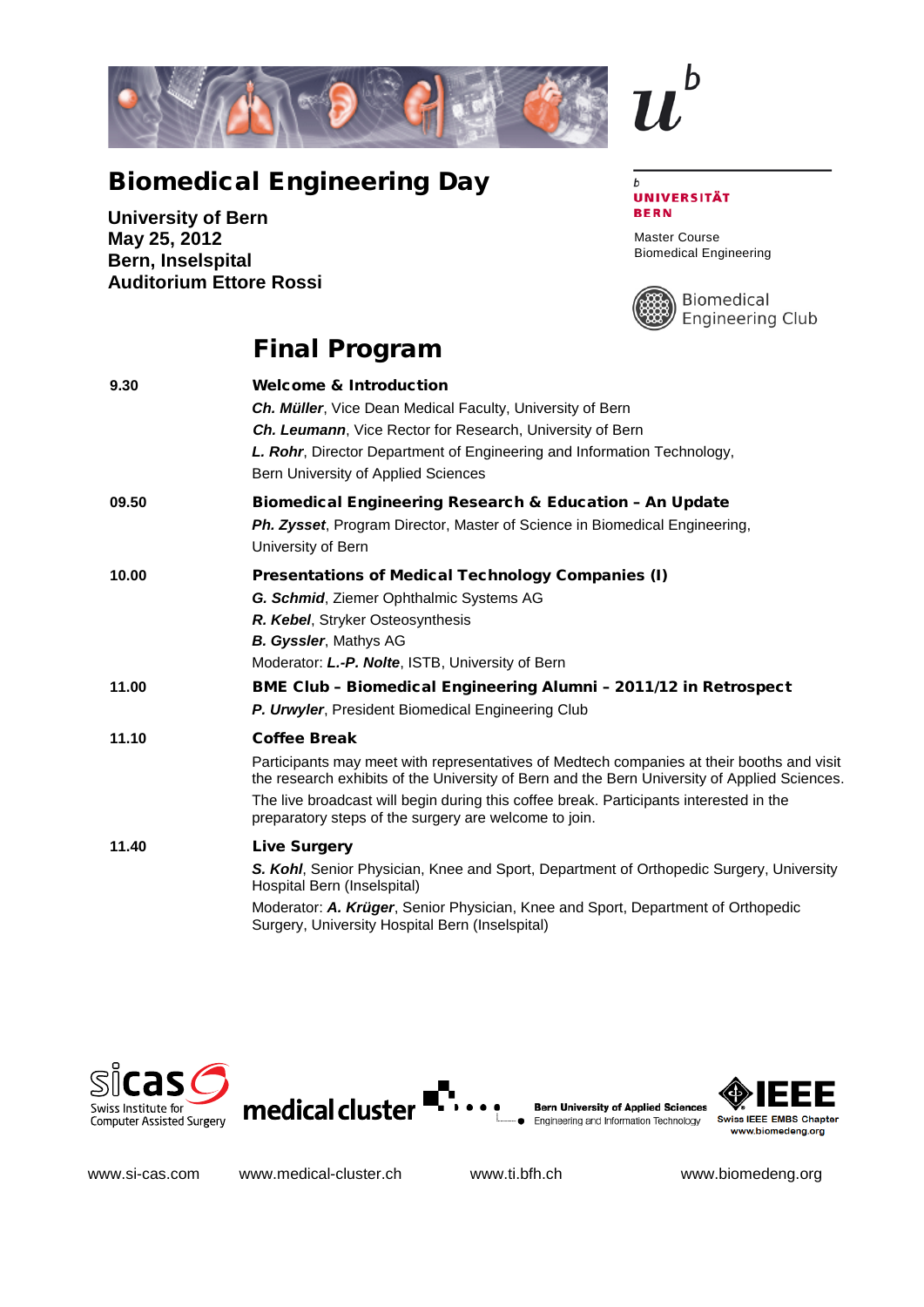# Biomedical Engineering Day

**University of Bern**
**May 25, 2012**
**Bern, Inselspital**
**Auditorium Ettore Rossi**

UNIVERSITÄT BERN

Master Course
Biomedical Engineering

Biomedical Engineering Club

## Final Program

**9.30** — **Welcome & Introduction**

***Ch. Müller***, Vice Dean Medical Faculty, University of Bern
***Ch. Leumann***, Vice Rector for Research, University of Bern
***L. Rohr***, Director Department of Engineering and Information Technology, Bern University of Applied Sciences

**09.50** — **Biomedical Engineering Research & Education – An Update**

***Ph. Zysset***, Program Director, Master of Science in Biomedical Engineering, University of Bern

**10.00** — **Presentations of Medical Technology Companies (I)**

***G. Schmid***, Ziemer Ophthalmic Systems AG
***R. Kebel***, Stryker Osteosynthesis
***B. Gyssler***, Mathys AG
Moderator: ***L.-P. Nolte***, ISTB, University of Bern

**11.00** — **BME Club – Biomedical Engineering Alumni – 2011/12 in Retrospect**

***P. Urwyler***, President Biomedical Engineering Club

**11.10** — **Coffee Break**

Participants may meet with representatives of Medtech companies at their booths and visit the research exhibits of the University of Bern and the Bern University of Applied Sciences.

The live broadcast will begin during this coffee break. Participants interested in the preparatory steps of the surgery are welcome to join.

**11.40** — **Live Surgery**

***S. Kohl***, Senior Physician, Knee and Sport, Department of Orthopedic Surgery, University Hospital Bern (Inselspital)

Moderator: ***A. Krüger***, Senior Physician, Knee and Sport, Department of Orthopedic Surgery, University Hospital Bern (Inselspital)

sicas – Swiss Institute for Computer Assisted Surgery | medical cluster | Bern University of Applied Sciences – Engineering and Information Technology | IEEE Swiss IEEE EMBS Chapter www.biomedeng.org

www.si-cas.com | www.medical-cluster.ch | www.ti.bfh.ch | www.biomedeng.org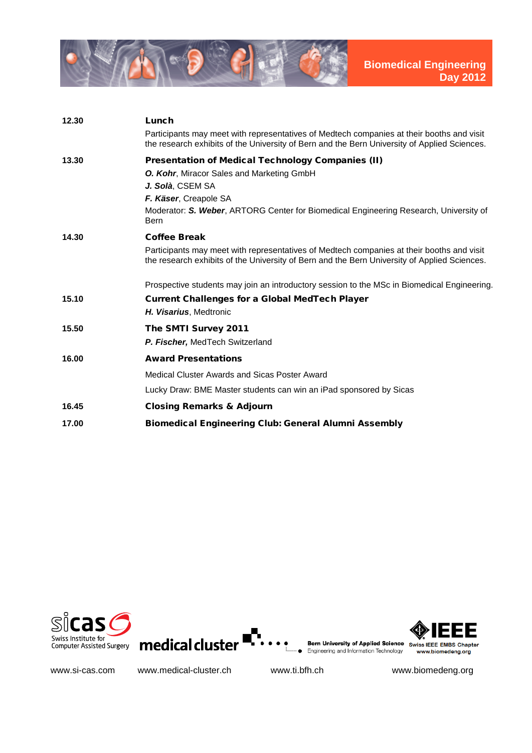**Biomedical Engineering Day 2012**

| | |
|---|---|
| 12.30 | **Lunch**<br>Participants may meet with representatives of Medtech companies at their booths and visit the research exhibits of the University of Bern and the Bern University of Applied Sciences. |
| 13.30 | **Presentation of Medical Technology Companies (II)**<br>***O. Kohr***, Miracor Sales and Marketing GmbH<br>***J. Solà***, CSEM SA<br>***F. Käser***, Creapole SA<br>Moderator: ***S. Weber***, ARTORG Center for Biomedical Engineering Research, University of Bern |
| 14.30 | **Coffee Break**<br>Participants may meet with representatives of Medtech companies at their booths and visit the research exhibits of the University of Bern and the Bern University of Applied Sciences.<br><br>Prospective students may join an introductory session to the MSc in Biomedical Engineering. |
| 15.10 | **Current Challenges for a Global MedTech Player**<br>***H. Visarius***, Medtronic |
| 15.50 | **The SMTI Survey 2011**<br>***P. Fischer,*** MedTech Switzerland |
| 16.00 | **Award Presentations**<br>Medical Cluster Awards and Sicas Poster Award<br>Lucky Draw: BME Master students can win an iPad sponsored by Sicas |
| 16.45 | **Closing Remarks & Adjourn** |
| 17.00 | **Biomedical Engineering Club: General Alumni Assembly** |

sicas Swiss Institute for Computer Assisted Surgery — www.si-cas.com

medical cluster — www.medical-cluster.ch

Bern University of Applied Science, Engineering and Information Technology — www.ti.bfh.ch

IEEE Swiss IEEE EMBS Chapter, www.biomedeng.org — www.biomedeng.org